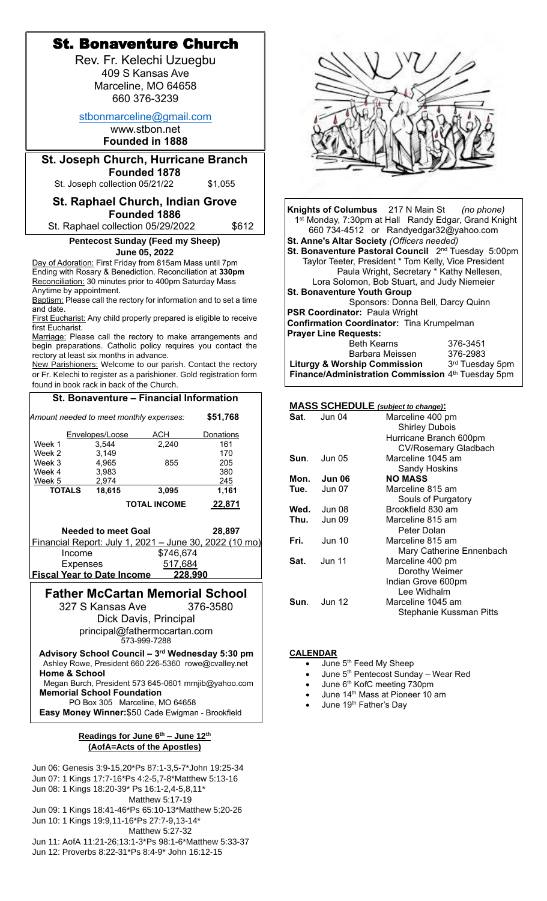# St. Bonaventure Church

Rev. Fr. Kelechi Uzuegbu
409 S Kansas Ave
Marceline, MO 64658
660 376-3239

stbonmarceline@gmail.com
www.stbon.net
**Founded in 1888**

## St. Joseph Church, Hurricane Branch

**Founded 1878**

St. Joseph collection 05/21/22 $1,055

## St. Raphael Church, Indian Grove

**Founded 1886**

St. Raphael collection 05/29/2022 $612

**Pentecost Sunday (Feed my Sheep)**
**June 05, 2022**

Day of Adoration: First Friday from 815am Mass until 7pm Ending with Rosary & Benediction. Reconciliation at **330pm**
Reconciliation: 30 minutes prior to 400pm Saturday Mass Anytime by appointment.
Baptism: Please call the rectory for information and to set a time and date.
First Eucharist: Any child properly prepared is eligible to receive first Eucharist.
Marriage: Please call the rectory to make arrangements and begin preparations. Catholic policy requires you contact the rectory at least six months in advance.
New Parishioners: Welcome to our parish. Contact the rectory or Fr. Kelechi to register as a parishioner. Gold registration form found in book rack in back of the Church.

### St. Bonaventure – Financial Information

*Amount needed to meet monthly expenses:* **$51,768**

| | Envelopes/Loose | ACH | Donations |
|---|---|---|---|
| Week 1 | 3,544 | 2,240 | 161 |
| Week 2 | 3,149 | | 170 |
| Week 3 | 4,965 | 855 | 205 |
| Week 4 | 3,983 | | 380 |
| Week 5 | 2,974 | | 245 |
| **TOTALS** | **18,615** | **3,095** | **1,161** |
| | | **TOTAL INCOME** | **22,871** |

**Needed to meet Goal** **28,897**

Financial Report: July 1, 2021 – June 30, 2022 (10 mo)

| | |
|---|---|
| Income | $746,674 |
| Expenses | 517,684 |
| **Fiscal Year to Date Income** | **228,990** |

## Father McCartan Memorial School

327 S Kansas Ave 376-3580
Dick Davis, Principal
principal@fathermccartan.com
573-999-7288

**Advisory School Council – 3rd Wednesday 5:30 pm**
Ashley Rowe, President 660 226-5360 rowe@cvalley.net
**Home & School**
Megan Burch, President 573 645-0601 mrnjib@yahoo.com
**Memorial School Foundation**
PO Box 305 Marceline, MO 64658
**Easy Money Winner:**$50 Cade Ewigman - Brookfield

**Readings for June 6th – June 12th**
**(AofA=Acts of the Apostles)**

Jun 06: Genesis 3:9-15,20*Ps 87:1-3,5-7*John 19:25-34
Jun 07: 1 Kings 17:7-16*Ps 4:2-5,7-8*Matthew 5:13-16
Jun 08: 1 Kings 18:20-39* Ps 16:1-2,4-5,8,11* Matthew 5:17-19
Jun 09: 1 Kings 18:41-46*Ps 65:10-13*Matthew 5:20-26
Jun 10: 1 Kings 19:9,11-16*Ps 27:7-9,13-14* Matthew 5:27-32
Jun 11: AofA 11:21-26;13:1-3*Ps 98:1-6*Matthew 5:33-37
Jun 12: Proverbs 8:22-31*Ps 8:4-9* John 16:12-15

**Knights of Columbus** 217 N Main St *(no phone)*
1st Monday, 7:30pm at Hall Randy Edgar, Grand Knight
660 734-4512 or Randyedgar32@yahoo.com
**St. Anne's Altar Society** *(Officers needed)*
**St. Bonaventure Pastoral Council** 2nd Tuesday 5:00pm
Taylor Teeter, President * Tom Kelly, Vice President
Paula Wright, Secretary * Kathy Nellesen,
Lora Solomon, Bob Stuart, and Judy Niemeier
**St. Bonaventure Youth Group**
Sponsors: Donna Bell, Darcy Quinn
**PSR Coordinator:** Paula Wright
**Confirmation Coordinator:** Tina Krumpelman
**Prayer Line Requests:**
Beth Kearns 376-3451
Barbara Meissen 376-2983
**Liturgy & Worship Commission** 3rd Tuesday 5pm
**Finance/Administration Commission** 4th Tuesday 5pm

### MASS SCHEDULE *(subject to change)*:

| | | |
|---|---|---|
| **Sat**. | Jun 04 | Marceline 400 pm<br>Shirley Dubois<br>Hurricane Branch 600pm<br>CV/Rosemary Gladbach |
| **Sun**. | Jun 05 | Marceline 1045 am<br>Sandy Hoskins |
| **Mon.** | **Jun 06** | **NO MASS** |
| **Tue.** | Jun 07 | Marceline 815 am<br>Souls of Purgatory |
| **Wed.** | Jun 08 | Brookfield 830 am |
| **Thu.** | Jun 09 | Marceline 815 am<br>Peter Dolan |
| **Fri.** | Jun 10 | Marceline 815 am<br>Mary Catherine Ennenbach |
| **Sat.** | Jun 11 | Marceline 400 pm<br>Dorothy Weimer<br>Indian Grove 600pm<br>Lee Widhalm |
| **Sun**. | Jun 12 | Marceline 1045 am<br>Stephanie Kussman Pitts |

### CALENDAR

- June 5th Feed My Sheep
- June 5th Pentecost Sunday – Wear Red
- June 6th KofC meeting 730pm
- June 14th Mass at Pioneer 10 am
- June 19th Father's Day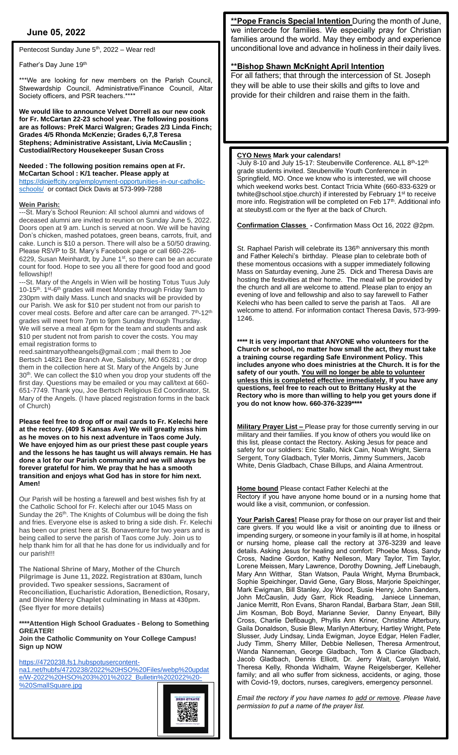## June 05, 2022

Pentecost Sunday June 5th, 2022 – Wear red!

Father's Day June 19th

***We are looking for new members on the Parish Council, Stwewardship Council, Administrative/Finance Council, Altar Society officers, and PSR teachers.****

**We would like to announce Velvet Dorrell as our new cook for Fr. McCartan 22-23 school year. The following positions are as follows: PreK Marci Walgren; Grades 2/3 Linda Finch; Grades 4/5 Rhonda McKenzie; Grades 6,7,8 Teresa Stephens; Administrative Assistant, Livia McCauslin ; Custodial/Rectory Housekeeper Susan Cross**

**Needed : The following position remains open at Fr. McCartan School : K/1 teacher. Please apply at** https://diojeffcity.org/employment-opportunities-in-our-catholic-schools/ or contact Dick Davis at 573-999-7288

**Wein Parish:**

---St. Mary's School Reunion: All school alumni and widows of deceased alumni are invited to reunion on Sunday June 5, 2022. Doors open at 9 am. Lunch is served at noon. We will be having Don's chicken, mashed potatoes, green beans, carrots, fruit, and cake. Lunch is $10 a person. There will also be a 50/50 drawing. Please RSVP to St. Mary's Facebook page or call 660-226-6229, Susan Meinhardt, by June 1st, so there can be an accurate count for food. Hope to see you all there for good food and good fellowship!!

---St. Mary of the Angels in Wien will be hosting Totus Tuus July 10-15th. 1st-6th grades will meet Monday through Friday 9am to 230pm with daily Mass. Lunch and snacks will be provided by our Parish. We ask for $10 per student not from our parish to cover meal costs. Before and after care can be arranged. 7th-12th grades will meet from 7pm to 9pm Sunday through Thursday. We will serve a meal at 6pm for the team and students and ask $10 per student not from parish to cover the costs. You may email registration forms to reed.saintmaryoftheangels@gmail.com ; mail them to Joe Bertsch 14821 Bee Branch Ave, Salisbury, MO 65281 ; or drop them in the collection here at St. Mary of the Angels by June 30th. We can collect the $10 when you drop your students off the first day. Questions may be emailed or you may call/text at 660-651-7749. Thank you, Joe Bertsch Religious Ed Coordinator, St. Mary of the Angels. (I have placed registration forms in the back of Church)

**Please feel free to drop off or mail cards to Fr. Kelechi here at the rectory. (409 S Kansas Ave) We will greatly miss him as he moves on to his next adventure in Taos come July. We have enjoyed him as our priest these past couple years and the lessons he has taught us will always remain. He has done a lot for our Parish community and we will always be forever grateful for him. We pray that he has a smooth transition and enjoys what God has in store for him next. Amen!**

Our Parish will be hosting a farewell and best wishes fish fry at the Catholic School for Fr. Kelechi after our 1045 Mass on Sunday the 26th. The Knights of Columbus will be doing the fish and fries. Everyone else is asked to bring a side dish. Fr. Kelechi has been our priest here at St. Bonaventure for two years and is being called to serve the parish of Taos come July. Join us to help thank him for all that he has done for us individually and for our parish!!!

**The National Shrine of Mary, Mother of the Church Pilgrimage is June 11, 2022. Registration at 830am, lunch provided. Two speaker sessions, Sacrament of Reconciliation, Eucharistic Adoration, Benediction, Rosary, and Divine Mercy Chaplet culminating in Mass at 430pm. (See flyer for more details)**

**\****Attention High School Graduates - Belong to Something GREATER!**
**Join the Catholic Community on Your College Campus! Sign up NOW**

https://4720238.fs1.hubspotusercontent-na1.net/hubfs/4720238/2022%20HSO%20Files/webp%20update/W-2022%20HSO%203%201%2022_Bulletin%202022%20-%20SmallSquare.jpg

**\*\*Pope Francis Special Intention** During the month of June, we intercede for families. We especially pray for Christian families around the world. May they embody and experience unconditional love and advance in holiness in their daily lives.

**\*\*Bishop Shawn McKnight April Intention**

For all fathers; that through the intercession of St. Joseph they will be able to use their skills and gifts to love and provide for their children and raise them in the faith.

**CYO News Mark your calendars!**

-July 8-10 and July 15-17: Steubenville Conference. ALL 8th-12th grade students invited. Steubenville Youth Conference in Springfield, MO. Once we know who is interested, we will choose which weekend works best. Contact Tricia White (660-833-6329 or twhite@school.stjoe.church) if interested by February 1st to receive more info. Registration will be completed on Feb 17th. Additional info at steubystl.com or the flyer at the back of Church.

**Confirmation Classes -** Confirmation Mass Oct 16, 2022 @2pm.

St. Raphael Parish will celebrate its 136th anniversary this month and Father Kelechi's birthday. Please plan to celebrate both of these momentous occasions with a supper immediately following Mass on Saturday evening, June 25. Dick and Theresa Davis are hosting the festivities at their home. The meal will be provided by the church and all are welcome to attend. Please plan to enjoy an evening of love and fellowship and also to say farewell to Father Kelechi who has been called to serve the parish at Taos. All are welcome to attend. For information contact Theresa Davis, 573-999-1246.

**\*\*\*\* It is very important that ANYONE who volunteers for the Church or school, no matter how small the act, they must take a training course regarding Safe Environment Policy. This includes anyone who does ministries at the Church. It is for the safety of our youth. You will no longer be able to volunteer unless this is completed effective immediately. If you have any questions, feel free to reach out to Brittany Husky at the Rectory who is more than willing to help you get yours done if you do not know how. 660-376-3239\*\*\*\***

**Military Prayer List –** Please pray for those currently serving in our military and their families. If you know of others you would like on this list, please contact the Rectory. Asking Jesus for peace and safety for our soldiers: Eric Stallo, Nick Cain, Noah Wright, Sierra Sergent, Tony Gladbach, Tyler Morris, Jimmy Summers, Jacob White, Denis Gladbach, Chase Billups, and Alaina Armentrout.

**Home bound** Please contact Father Kelechi at the Rectory if you have anyone home bound or in a nursing home that would like a visit, communion, or confession.

**Your Parish Cares!** Please pray for those on our prayer list and their care givers. If you would like a visit or anointing due to illness or impending surgery, or someone in your family is ill at home, in hospital or nursing home, please call the rectory at 376-3239 and leave details. Asking Jesus for healing and comfort: Phoebe Moss, Sandy Cross, Nadine Gordon, Kathy Nelleson, Mary Taylor, Tim Taylor, Lorene Meissen, Mary Lawrence, Dorothy Downing, Jeff Linebaugh, Mary Ann Witthar, Stan Watson, Paula Wright, Myrna Brumback, Sophie Speichinger, David Gene, Gary Bloss, Marjorie Speichinger, Mark Ewigman, Bill Stanley, Joy Wood, Susie Henry, John Sanders, John McCauslin, Judy Garr, Rick Reading, Janiece Linneman, Janice Merritt, Ron Evans, Sharon Randal, Barbara Starr, Jean Still, Jim Kosman, Bob Boyd, Marianne Sevier, Danny Enyeart, Billy Cross, Charlie Defibaugh, Phyllis Ann Kriner, Christine Atterbury, Gaila Donaldson, Susie Blew, Marilyn Atterbury, Hartley Wright, Pete Slusser, Judy Lindsay, Linda Ewigman, Joyce Edgar, Helen Fadler, Judy Timm, Sherry Miller, Debbie Nellesen, Theresa Armentrout, Wanda Nanneman, George Gladbach, Tom & Clarice Gladbach, Jacob Gladbach, Dennis Elliott, Dr. Jerry Wait, Carolyn Wald, Theresa Kelly, Rhonda Widhalm, Wayne Reigelsberger, Kelleher family; and all who suffer from sickness, accidents, or aging, those with Covid-19, doctors, nurses, caregivers, emergency personnel.

*Email the rectory if you have names to add or remove. Please have permission to put a name of the prayer list.*